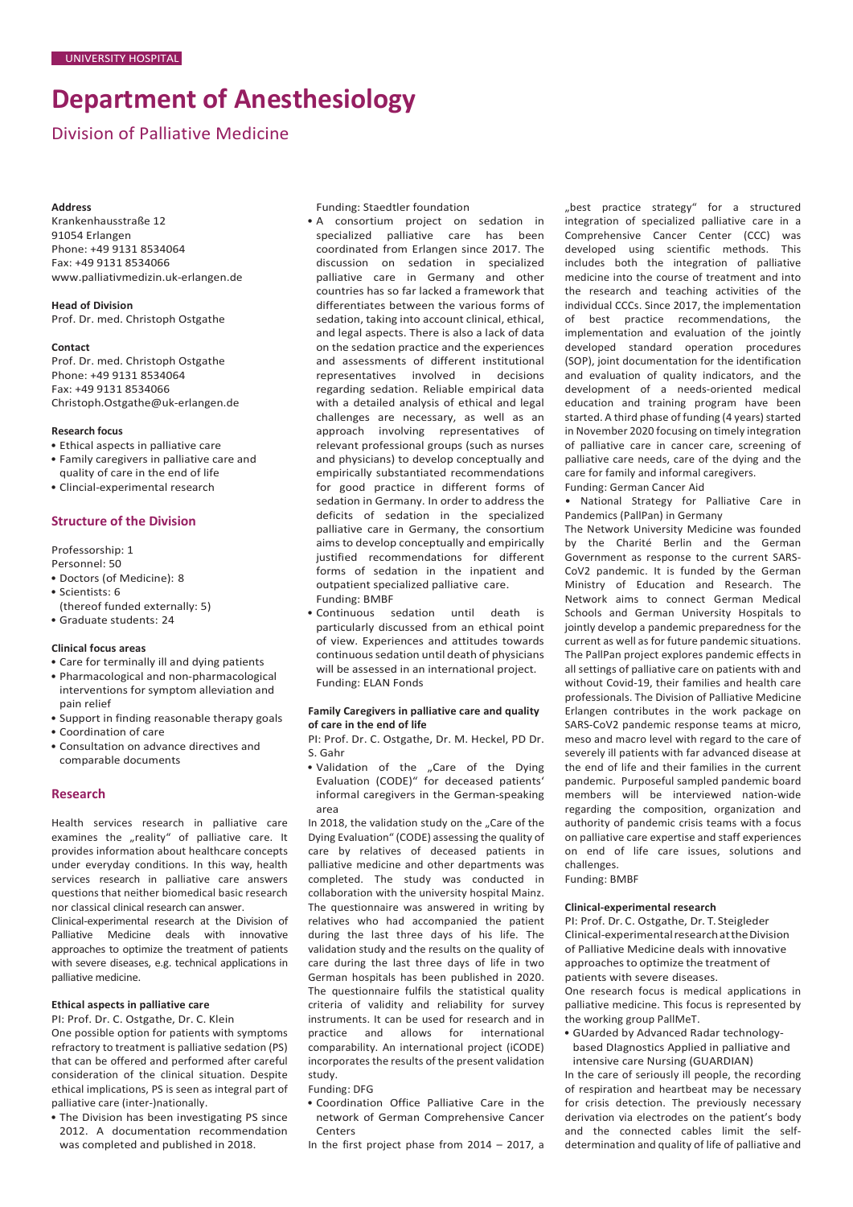UNIVERSITY HOSPITAL

# Department of Anesthesiology

## Division of Palliative Medicine

**Address**
Krankenhausstraße 12
91054 Erlangen
Phone: +49 9131 8534064
Fax: +49 9131 8534066
www.palliativmedizin.uk-erlangen.de

**Head of Division**
Prof. Dr. med. Christoph Ostgathe

**Contact**
Prof. Dr. med. Christoph Ostgathe
Phone: +49 9131 8534064
Fax: +49 9131 8534066
Christoph.Ostgathe@uk-erlangen.de

**Research focus**

- Ethical aspects in palliative care
- Family caregivers in palliative care and quality of care in the end of life
- Clincial-experimental research

### Structure of the Division

Professorship: 1
Personnel: 50

- Doctors (of Medicine): 8
- Scientists: 6
  (thereof funded externally: 5)
- Graduate students: 24

**Clinical focus areas**

- Care for terminally ill and dying patients
- Pharmacological and non-pharmacological interventions for symptom alleviation and pain relief
- Support in finding reasonable therapy goals
- Coordination of care
- Consultation on advance directives and comparable documents

### Research

Health services research in palliative care examines the „reality" of palliative care. It provides information about healthcare concepts under everyday conditions. In this way, health services research in palliative care answers questions that neither biomedical basic research nor classical clinical research can answer.

Clinical-experimental research at the Division of Palliative Medicine deals with innovative approaches to optimize the treatment of patients with severe diseases, e.g. technical applications in palliative medicine.

**Ethical aspects in palliative care**

PI: Prof. Dr. C. Ostgathe, Dr. C. Klein

One possible option for patients with symptoms refractory to treatment is palliative sedation (PS) that can be offered and performed after careful consideration of the clinical situation. Despite ethical implications, PS is seen as integral part of palliative care (inter-)nationally.

- The Division has been investigating PS since 2012. A documentation recommendation was completed and published in 2018.

Funding: Staedtler foundation

- A consortium project on sedation in specialized palliative care has been coordinated from Erlangen since 2017. The discussion on sedation in specialized palliative care in Germany and other countries has so far lacked a framework that differentiates between the various forms of sedation, taking into account clinical, ethical, and legal aspects. There is also a lack of data on the sedation practice and the experiences and assessments of different institutional representatives involved in decisions regarding sedation. Reliable empirical data with a detailed analysis of ethical and legal challenges are necessary, as well as an approach involving representatives of relevant professional groups (such as nurses and physicians) to develop conceptually and empirically substantiated recommendations for good practice in different forms of sedation in Germany. In order to address the deficits of sedation in the specialized palliative care in Germany, the consortium aims to develop conceptually and empirically justified recommendations for different forms of sedation in the inpatient and outpatient specialized palliative care.
  Funding: BMBF
- Continuous sedation until death is particularly discussed from an ethical point of view. Experiences and attitudes towards continuous sedation until death of physicians will be assessed in an international project.
  Funding: ELAN Fonds

**Family Caregivers in palliative care and quality of care in the end of life**

PI: Prof. Dr. C. Ostgathe, Dr. M. Heckel, PD Dr. S. Gahr

- Validation of the „Care of the Dying Evaluation (CODE)" for deceased patients' informal caregivers in the German-speaking area

In 2018, the validation study on the „Care of the Dying Evaluation" (CODE) assessing the quality of care by relatives of deceased patients in palliative medicine and other departments was completed. The study was conducted in collaboration with the university hospital Mainz. The questionnaire was answered in writing by relatives who had accompanied the patient during the last three days of his life. The validation study and the results on the quality of care during the last three days of life in two German hospitals has been published in 2020. The questionnaire fulfils the statistical quality criteria of validity and reliability for survey instruments. It can be used for research and in practice and allows for international comparability. An international project (iCODE) incorporates the results of the present validation study.

Funding: DFG

- Coordination Office Palliative Care in the network of German Comprehensive Cancer Centers

In the first project phase from 2014 – 2017, a „best practice strategy" for a structured integration of specialized palliative care in a Comprehensive Cancer Center (CCC) was developed using scientific methods. This includes both the integration of palliative medicine into the course of treatment and into the research and teaching activities of the individual CCCs. Since 2017, the implementation of best practice recommendations, the implementation and evaluation of the jointly developed standard operation procedures (SOP), joint documentation for the identification and evaluation of quality indicators, and the development of a needs-oriented medical education and training program have been started. A third phase of funding (4 years) started in November 2020 focusing on timely integration of palliative care in cancer care, screening of palliative care needs, care of the dying and the care for family and informal caregivers.

Funding: German Cancer Aid

- National Strategy for Palliative Care in Pandemics (PallPan) in Germany

The Network University Medicine was founded by the Charité Berlin and the German Government as response to the current SARS-CoV2 pandemic. It is funded by the German Ministry of Education and Research. The Network aims to connect German Medical Schools and German University Hospitals to jointly develop a pandemic preparedness for the current as well as for future pandemic situations. The PallPan project explores pandemic effects in all settings of palliative care on patients with and without Covid-19, their families and health care professionals. The Division of Palliative Medicine Erlangen contributes in the work package on SARS-CoV2 pandemic response teams at micro, meso and macro level with regard to the care of severely ill patients with far advanced disease at the end of life and their families in the current pandemic. Purposeful sampled pandemic board members will be interviewed nation-wide regarding the composition, organization and authority of pandemic crisis teams with a focus on palliative care expertise and staff experiences on end of life care issues, solutions and challenges.

Funding: BMBF

**Clinical-experimental research**

PI: Prof. Dr. C. Ostgathe, Dr. T. Steigleder

Clinical-experimental research at the Division of Palliative Medicine deals with innovative approaches to optimize the treatment of patients with severe diseases.

One research focus is medical applications in palliative medicine. This focus is represented by the working group PallMeT.

- GUarded by Advanced Radar technology-based DIagnostics Applied in palliative and intensive care Nursing (GUARDIAN)

In the care of seriously ill people, the recording of respiration and heartbeat may be necessary for crisis detection. The previously necessary derivation via electrodes on the patient's body and the connected cables limit the self-determination and quality of life of palliative and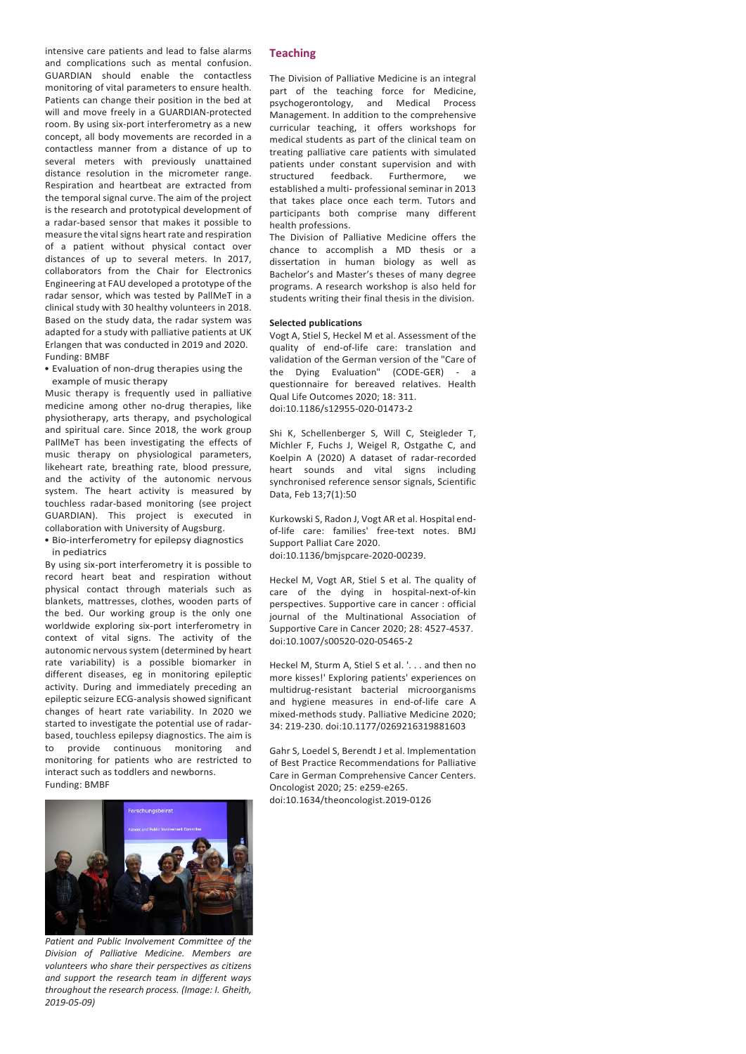intensive care patients and lead to false alarms and complications such as mental confusion. GUARDIAN should enable the contactless monitoring of vital parameters to ensure health. Patients can change their position in the bed at will and move freely in a GUARDIAN-protected room. By using six-port interferometry as a new concept, all body movements are recorded in a contactless manner from a distance of up to several meters with previously unattained distance resolution in the micrometer range. Respiration and heartbeat are extracted from the temporal signal curve. The aim of the project is the research and prototypical development of a radar-based sensor that makes it possible to measure the vital signs heart rate and respiration of a patient without physical contact over distances of up to several meters. In 2017, collaborators from the Chair for Electronics Engineering at FAU developed a prototype of the radar sensor, which was tested by PallMeT in a clinical study with 30 healthy volunteers in 2018. Based on the study data, the radar system was adapted for a study with palliative patients at UK Erlangen that was conducted in 2019 and 2020.
Funding: BMBF

- Evaluation of non-drug therapies using the example of music therapy

Music therapy is frequently used in palliative medicine among other no-drug therapies, like physiotherapy, arts therapy, and psychological and spiritual care. Since 2018, the work group PallMeT has been investigating the effects of music therapy on physiological parameters, likeheart rate, breathing rate, blood pressure, and the activity of the autonomic nervous system. The heart activity is measured by touchless radar-based monitoring (see project GUARDIAN). This project is executed in collaboration with University of Augsburg.

- Bio-interferometry for epilepsy diagnostics in pediatrics

By using six-port interferometry it is possible to record heart beat and respiration without physical contact through materials such as blankets, mattresses, clothes, wooden parts of the bed. Our working group is the only one worldwide exploring six-port interferometry in context of vital signs. The activity of the autonomic nervous system (determined by heart rate variability) is a possible biomarker in different diseases, eg in monitoring epileptic activity. During and immediately preceding an epileptic seizure ECG-analysis showed significant changes of heart rate variability. In 2020 we started to investigate the potential use of radar-based, touchless epilepsy diagnostics. The aim is to provide continuous monitoring and monitoring for patients who are restricted to interact such as toddlers and newborns.
Funding: BMBF

*Patient and Public Involvement Committee of the Division of Palliative Medicine. Members are volunteers who share their perspectives as citizens and support the research team in different ways throughout the research process. (Image: I. Gheith, 2019-05-09)*

## Teaching

The Division of Palliative Medicine is an integral part of the teaching force for Medicine, psychogerontology, and Medical Process Management. In addition to the comprehensive curricular teaching, it offers workshops for medical students as part of the clinical team on treating palliative care patients with simulated patients under constant supervision and with structured feedback. Furthermore, we established a multi- professional seminar in 2013 that takes place once each term. Tutors and participants both comprise many different health professions.

The Division of Palliative Medicine offers the chance to accomplish a MD thesis or a dissertation in human biology as well as Bachelor's and Master's theses of many degree programs. A research workshop is also held for students writing their final thesis in the division.

### Selected publications

Vogt A, Stiel S, Heckel M et al. Assessment of the quality of end-of-life care: translation and validation of the German version of the "Care of the Dying Evaluation" (CODE-GER) - a questionnaire for bereaved relatives. Health Qual Life Outcomes 2020; 18: 311. doi:10.1186/s12955-020-01473-2

Shi K, Schellenberger S, Will C, Steigleder T, Michler F, Fuchs J, Weigel R, Ostgathe C, and Koelpin A (2020) A dataset of radar-recorded heart sounds and vital signs including synchronised reference sensor signals, Scientific Data, Feb 13;7(1):50

Kurkowski S, Radon J, Vogt AR et al. Hospital end-of-life care: families' free-text notes. BMJ Support Palliat Care 2020. doi:10.1136/bmjspcare-2020-00239.

Heckel M, Vogt AR, Stiel S et al. The quality of care of the dying in hospital-next-of-kin perspectives. Supportive care in cancer : official journal of the Multinational Association of Supportive Care in Cancer 2020; 28: 4527-4537. doi:10.1007/s00520-020-05465-2

Heckel M, Sturm A, Stiel S et al. '. . . and then no more kisses!' Exploring patients' experiences on multidrug-resistant bacterial microorganisms and hygiene measures in end-of-life care A mixed-methods study. Palliative Medicine 2020; 34: 219-230. doi:10.1177/0269216319881603

Gahr S, Loedel S, Berendt J et al. Implementation of Best Practice Recommendations for Palliative Care in German Comprehensive Cancer Centers. Oncologist 2020; 25: e259-e265. doi:10.1634/theoncologist.2019-0126